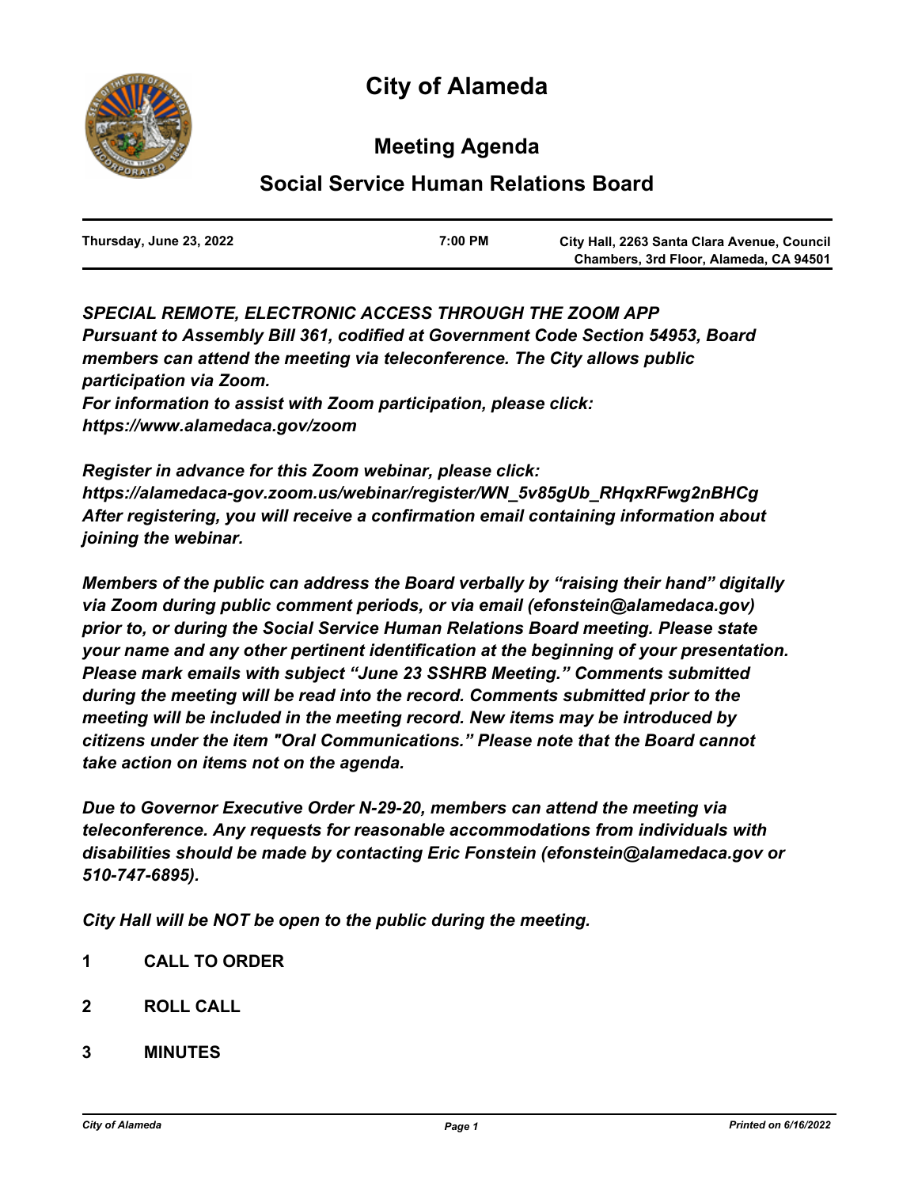# City of Alameda

## Meeting Agenda

## Social Service Human Relations Board

| Thursday, June 23, 2022 | 7:00 PM | City Hall, 2263 Santa Clara Avenue, Council Chambers, 3rd Floor, Alameda, CA 94501 |
|---|---|---|

***SPECIAL REMOTE, ELECTRONIC ACCESS THROUGH THE ZOOM APP***
***Pursuant to Assembly Bill 361, codified at Government Code Section 54953, Board members can attend the meeting via teleconference. The City allows public participation via Zoom.***
***For information to assist with Zoom participation, please click: https://www.alamedaca.gov/zoom***

***Register in advance for this Zoom webinar, please click: https://alamedaca-gov.zoom.us/webinar/register/WN_5v85gUb_RHqxRFwg2nBHCg***
***After registering, you will receive a confirmation email containing information about joining the webinar.***

***Members of the public can address the Board verbally by "raising their hand" digitally via Zoom during public comment periods, or via email (efonstein@alamedaca.gov) prior to, or during the Social Service Human Relations Board meeting. Please state your name and any other pertinent identification at the beginning of your presentation. Please mark emails with subject "June 23 SSHRB Meeting." Comments submitted during the meeting will be read into the record. Comments submitted prior to the meeting will be included in the meeting record. New items may be introduced by citizens under the item "Oral Communications." Please note that the Board cannot take action on items not on the agenda.***

***Due to Governor Executive Order N-29-20, members can attend the meeting via teleconference. Any requests for reasonable accommodations from individuals with disabilities should be made by contacting Eric Fonstein (efonstein@alamedaca.gov or 510-747-6895).***

***City Hall will be NOT be open to the public during the meeting.***

**1 CALL TO ORDER**

**2 ROLL CALL**

**3 MINUTES**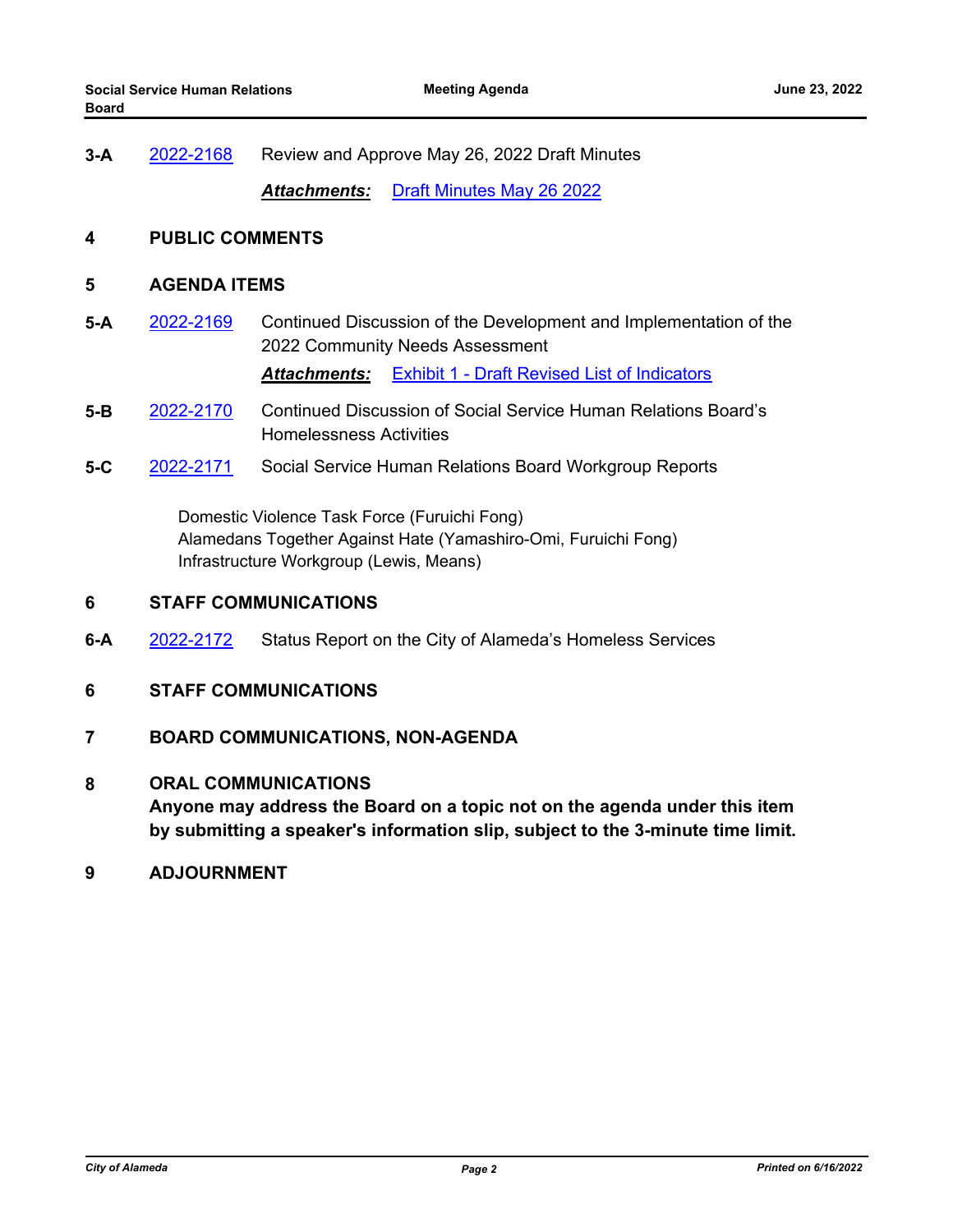**3-A** 2022-2168 Review and Approve May 26, 2022 Draft Minutes

***Attachments:*** Draft Minutes May 26 2022

## 4 PUBLIC COMMENTS

## 5 AGENDA ITEMS

**5-A** 2022-2169 Continued Discussion of the Development and Implementation of the 2022 Community Needs Assessment

***Attachments:*** Exhibit 1 - Draft Revised List of Indicators

**5-B** 2022-2170 Continued Discussion of Social Service Human Relations Board's Homelessness Activities

**5-C** 2022-2171 Social Service Human Relations Board Workgroup Reports

Domestic Violence Task Force (Furuichi Fong)
Alamedans Together Against Hate (Yamashiro-Omi, Furuichi Fong)
Infrastructure Workgroup (Lewis, Means)

## 6 STAFF COMMUNICATIONS

**6-A** 2022-2172 Status Report on the City of Alameda's Homeless Services

## 6 STAFF COMMUNICATIONS

## 7 BOARD COMMUNICATIONS, NON-AGENDA

## 8 ORAL COMMUNICATIONS

**Anyone may address the Board on a topic not on the agenda under this item by submitting a speaker's information slip, subject to the 3-minute time limit.**

## 9 ADJOURNMENT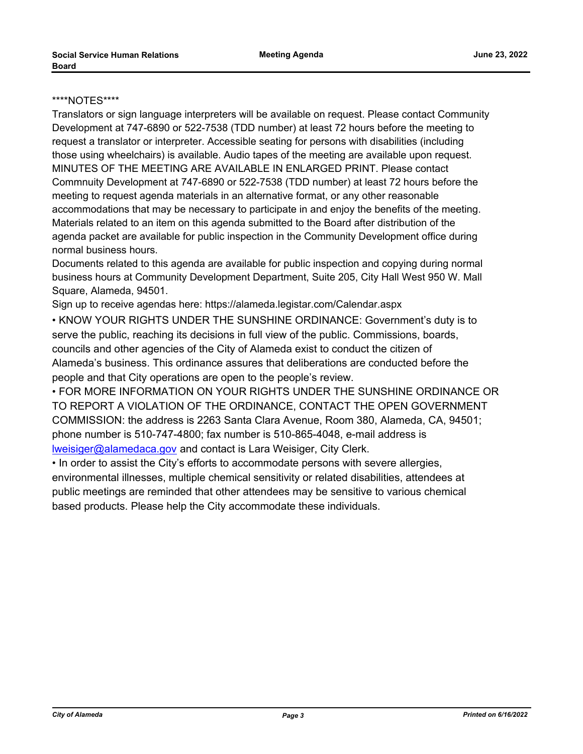****NOTES****

Translators or sign language interpreters will be available on request. Please contact Community Development at 747-6890 or 522-7538 (TDD number) at least 72 hours before the meeting to request a translator or interpreter. Accessible seating for persons with disabilities (including those using wheelchairs) is available. Audio tapes of the meeting are available upon request. MINUTES OF THE MEETING ARE AVAILABLE IN ENLARGED PRINT. Please contact Commnuity Development at 747-6890 or 522-7538 (TDD number) at least 72 hours before the meeting to request agenda materials in an alternative format, or any other reasonable accommodations that may be necessary to participate in and enjoy the benefits of the meeting. Materials related to an item on this agenda submitted to the Board after distribution of the agenda packet are available for public inspection in the Community Development office during normal business hours.

Documents related to this agenda are available for public inspection and copying during normal business hours at Community Development Department, Suite 205, City Hall West 950 W. Mall Square, Alameda, 94501.

Sign up to receive agendas here: https://alameda.legistar.com/Calendar.aspx

• KNOW YOUR RIGHTS UNDER THE SUNSHINE ORDINANCE: Government's duty is to serve the public, reaching its decisions in full view of the public. Commissions, boards, councils and other agencies of the City of Alameda exist to conduct the citizen of Alameda's business. This ordinance assures that deliberations are conducted before the people and that City operations are open to the people's review.

• FOR MORE INFORMATION ON YOUR RIGHTS UNDER THE SUNSHINE ORDINANCE OR TO REPORT A VIOLATION OF THE ORDINANCE, CONTACT THE OPEN GOVERNMENT COMMISSION: the address is 2263 Santa Clara Avenue, Room 380, Alameda, CA, 94501; phone number is 510-747-4800; fax number is 510-865-4048, e-mail address is lweisiger@alamedaca.gov and contact is Lara Weisiger, City Clerk.

• In order to assist the City's efforts to accommodate persons with severe allergies, environmental illnesses, multiple chemical sensitivity or related disabilities, attendees at public meetings are reminded that other attendees may be sensitive to various chemical based products. Please help the City accommodate these individuals.